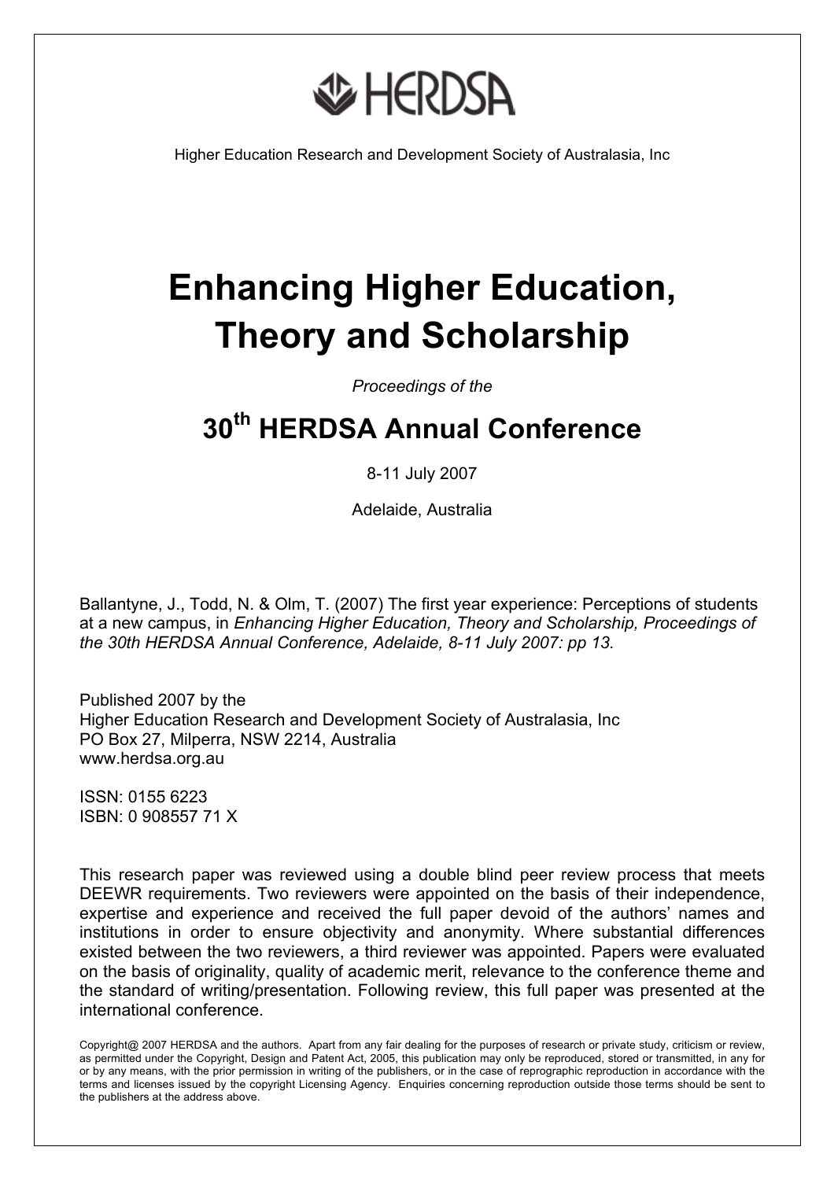HERDSA

Higher Education Research and Development Society of Australasia, Inc

# Enhancing Higher Education, Theory and Scholarship

*Proceedings of the*

## 30th HERDSA Annual Conference

8-11 July 2007

Adelaide, Australia

Ballantyne, J., Todd, N. & Olm, T. (2007) The first year experience: Perceptions of students at a new campus, in *Enhancing Higher Education, Theory and Scholarship, Proceedings of the 30th HERDSA Annual Conference, Adelaide, 8-11 July 2007: pp 13.*

Published 2007 by the
Higher Education Research and Development Society of Australasia, Inc
PO Box 27, Milperra, NSW 2214, Australia
www.herdsa.org.au

ISSN: 0155 6223
ISBN: 0 908557 71 X

This research paper was reviewed using a double blind peer review process that meets DEEWR requirements. Two reviewers were appointed on the basis of their independence, expertise and experience and received the full paper devoid of the authors' names and institutions in order to ensure objectivity and anonymity. Where substantial differences existed between the two reviewers, a third reviewer was appointed. Papers were evaluated on the basis of originality, quality of academic merit, relevance to the conference theme and the standard of writing/presentation. Following review, this full paper was presented at the international conference.

Copyright@ 2007 HERDSA and the authors. Apart from any fair dealing for the purposes of research or private study, criticism or review, as permitted under the Copyright, Design and Patent Act, 2005, this publication may only be reproduced, stored or transmitted, in any for or by any means, with the prior permission in writing of the publishers, or in the case of reprographic reproduction in accordance with the terms and licenses issued by the copyright Licensing Agency. Enquiries concerning reproduction outside those terms should be sent to the publishers at the address above.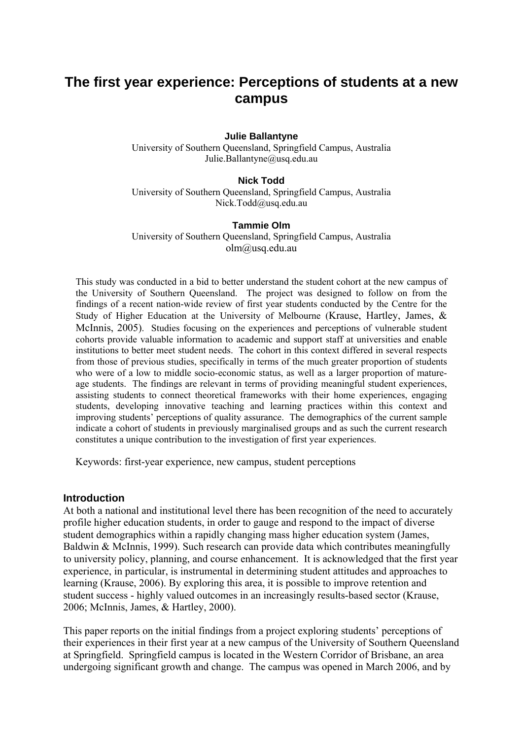# The first year experience: Perceptions of students at a new campus

**Julie Ballantyne**
University of Southern Queensland, Springfield Campus, Australia
Julie.Ballantyne@usq.edu.au

**Nick Todd**
University of Southern Queensland, Springfield Campus, Australia
Nick.Todd@usq.edu.au

**Tammie Olm**
University of Southern Queensland, Springfield Campus, Australia
olm@usq.edu.au

This study was conducted in a bid to better understand the student cohort at the new campus of the University of Southern Queensland. The project was designed to follow on from the findings of a recent nation-wide review of first year students conducted by the Centre for the Study of Higher Education at the University of Melbourne (Krause, Hartley, James, & McInnis, 2005). Studies focusing on the experiences and perceptions of vulnerable student cohorts provide valuable information to academic and support staff at universities and enable institutions to better meet student needs. The cohort in this context differed in several respects from those of previous studies, specifically in terms of the much greater proportion of students who were of a low to middle socio-economic status, as well as a larger proportion of mature-age students. The findings are relevant in terms of providing meaningful student experiences, assisting students to connect theoretical frameworks with their home experiences, engaging students, developing innovative teaching and learning practices within this context and improving students' perceptions of quality assurance. The demographics of the current sample indicate a cohort of students in previously marginalised groups and as such the current research constitutes a unique contribution to the investigation of first year experiences.

Keywords: first-year experience, new campus, student perceptions

## Introduction

At both a national and institutional level there has been recognition of the need to accurately profile higher education students, in order to gauge and respond to the impact of diverse student demographics within a rapidly changing mass higher education system (James, Baldwin & McInnis, 1999). Such research can provide data which contributes meaningfully to university policy, planning, and course enhancement. It is acknowledged that the first year experience, in particular, is instrumental in determining student attitudes and approaches to learning (Krause, 2006). By exploring this area, it is possible to improve retention and student success - highly valued outcomes in an increasingly results-based sector (Krause, 2006; McInnis, James, & Hartley, 2000).

This paper reports on the initial findings from a project exploring students' perceptions of their experiences in their first year at a new campus of the University of Southern Queensland at Springfield. Springfield campus is located in the Western Corridor of Brisbane, an area undergoing significant growth and change. The campus was opened in March 2006, and by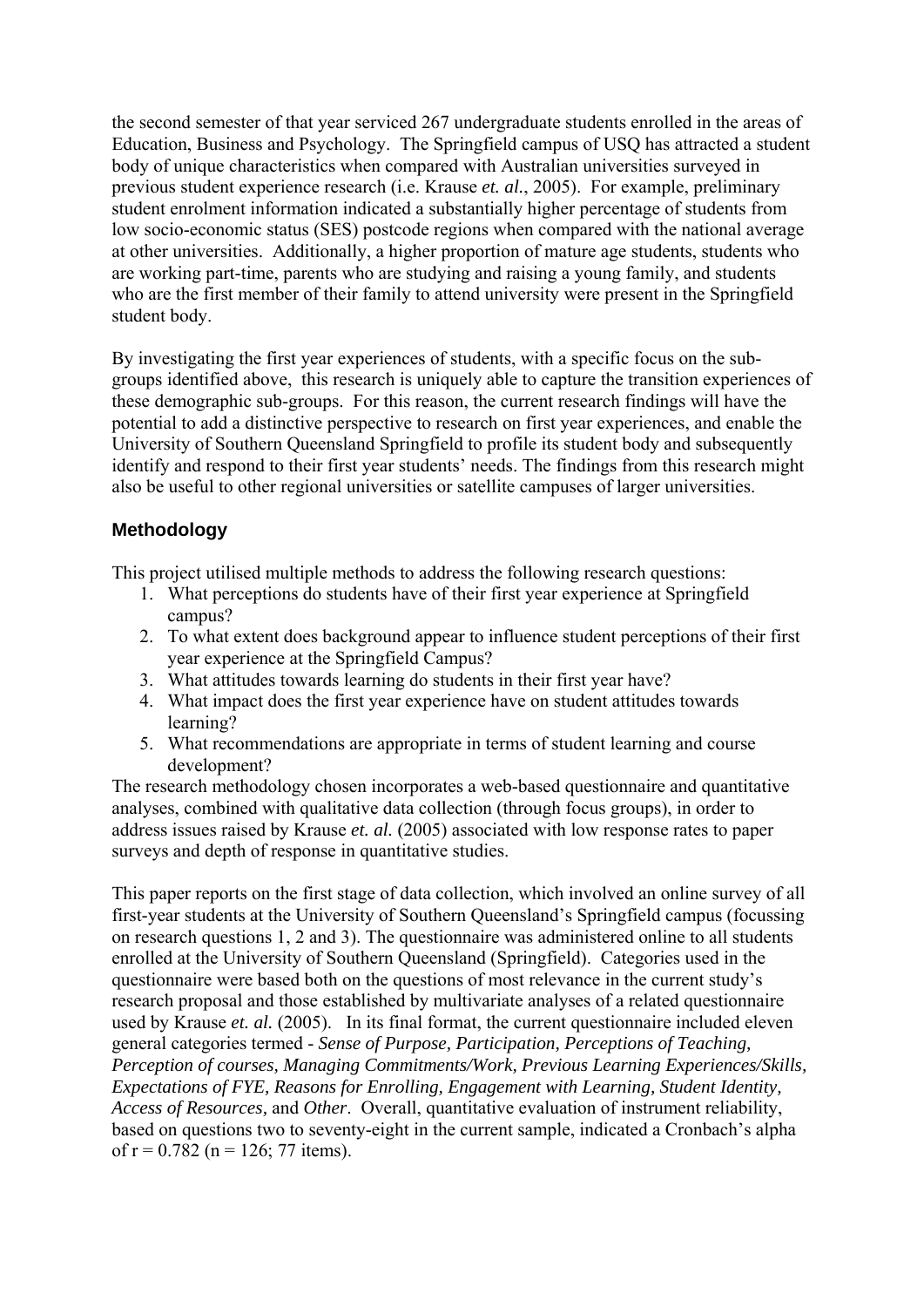the second semester of that year serviced 267 undergraduate students enrolled in the areas of Education, Business and Psychology. The Springfield campus of USQ has attracted a student body of unique characteristics when compared with Australian universities surveyed in previous student experience research (i.e. Krause *et. al.*, 2005). For example, preliminary student enrolment information indicated a substantially higher percentage of students from low socio-economic status (SES) postcode regions when compared with the national average at other universities. Additionally, a higher proportion of mature age students, students who are working part-time, parents who are studying and raising a young family, and students who are the first member of their family to attend university were present in the Springfield student body.

By investigating the first year experiences of students, with a specific focus on the sub-groups identified above, this research is uniquely able to capture the transition experiences of these demographic sub-groups. For this reason, the current research findings will have the potential to add a distinctive perspective to research on first year experiences, and enable the University of Southern Queensland Springfield to profile its student body and subsequently identify and respond to their first year students' needs. The findings from this research might also be useful to other regional universities or satellite campuses of larger universities.

## Methodology

This project utilised multiple methods to address the following research questions:

1. What perceptions do students have of their first year experience at Springfield campus?
2. To what extent does background appear to influence student perceptions of their first year experience at the Springfield Campus?
3. What attitudes towards learning do students in their first year have?
4. What impact does the first year experience have on student attitudes towards learning?
5. What recommendations are appropriate in terms of student learning and course development?

The research methodology chosen incorporates a web-based questionnaire and quantitative analyses, combined with qualitative data collection (through focus groups), in order to address issues raised by Krause *et. al.* (2005) associated with low response rates to paper surveys and depth of response in quantitative studies.

This paper reports on the first stage of data collection, which involved an online survey of all first-year students at the University of Southern Queensland's Springfield campus (focussing on research questions 1, 2 and 3). The questionnaire was administered online to all students enrolled at the University of Southern Queensland (Springfield). Categories used in the questionnaire were based both on the questions of most relevance in the current study's research proposal and those established by multivariate analyses of a related questionnaire used by Krause *et. al.* (2005). In its final format, the current questionnaire included eleven general categories termed - *Sense of Purpose, Participation, Perceptions of Teaching, Perception of courses, Managing Commitments/Work, Previous Learning Experiences/Skills, Expectations of FYE, Reasons for Enrolling, Engagement with Learning, Student Identity, Access of Resources,* and *Other*. Overall, quantitative evaluation of instrument reliability, based on questions two to seventy-eight in the current sample, indicated a Cronbach's alpha of $r = 0.782$ ($n = 126$; 77 items).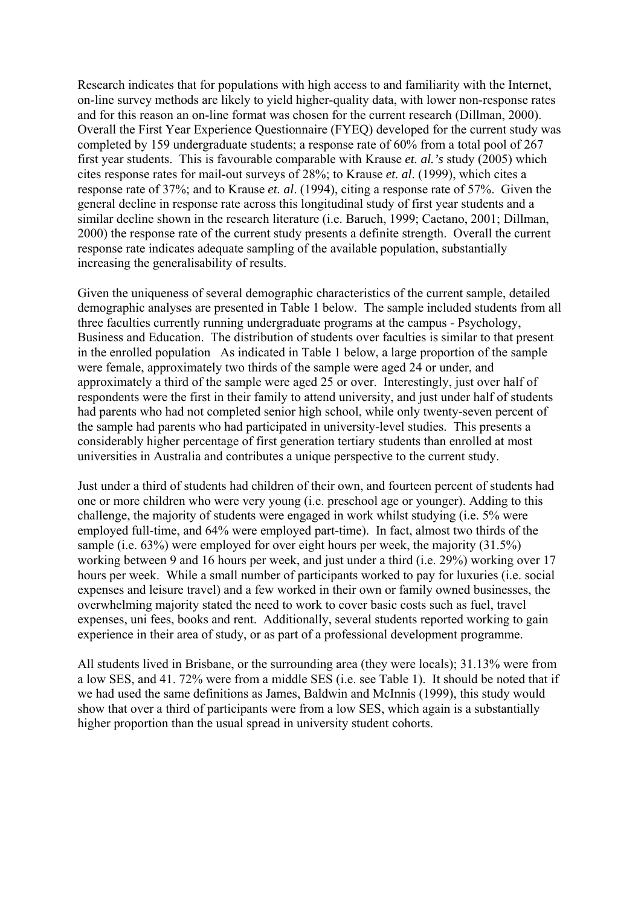Research indicates that for populations with high access to and familiarity with the Internet, on-line survey methods are likely to yield higher-quality data, with lower non-response rates and for this reason an on-line format was chosen for the current research (Dillman, 2000). Overall the First Year Experience Questionnaire (FYEQ) developed for the current study was completed by 159 undergraduate students; a response rate of 60% from a total pool of 267 first year students. This is favourable comparable with Krause *et. al.'s* study (2005) which cites response rates for mail-out surveys of 28%; to Krause *et. al*. (1999), which cites a response rate of 37%; and to Krause *et. al*. (1994), citing a response rate of 57%. Given the general decline in response rate across this longitudinal study of first year students and a similar decline shown in the research literature (i.e. Baruch, 1999; Caetano, 2001; Dillman, 2000) the response rate of the current study presents a definite strength. Overall the current response rate indicates adequate sampling of the available population, substantially increasing the generalisability of results.

Given the uniqueness of several demographic characteristics of the current sample, detailed demographic analyses are presented in Table 1 below. The sample included students from all three faculties currently running undergraduate programs at the campus - Psychology, Business and Education. The distribution of students over faculties is similar to that present in the enrolled population As indicated in Table 1 below, a large proportion of the sample were female, approximately two thirds of the sample were aged 24 or under, and approximately a third of the sample were aged 25 or over. Interestingly, just over half of respondents were the first in their family to attend university, and just under half of students had parents who had not completed senior high school, while only twenty-seven percent of the sample had parents who had participated in university-level studies. This presents a considerably higher percentage of first generation tertiary students than enrolled at most universities in Australia and contributes a unique perspective to the current study.

Just under a third of students had children of their own, and fourteen percent of students had one or more children who were very young (i.e. preschool age or younger). Adding to this challenge, the majority of students were engaged in work whilst studying (i.e. 5% were employed full-time, and 64% were employed part-time). In fact, almost two thirds of the sample (i.e. 63%) were employed for over eight hours per week, the majority (31.5%) working between 9 and 16 hours per week, and just under a third (i.e. 29%) working over 17 hours per week. While a small number of participants worked to pay for luxuries (i.e. social expenses and leisure travel) and a few worked in their own or family owned businesses, the overwhelming majority stated the need to work to cover basic costs such as fuel, travel expenses, uni fees, books and rent. Additionally, several students reported working to gain experience in their area of study, or as part of a professional development programme.

All students lived in Brisbane, or the surrounding area (they were locals); 31.13% were from a low SES, and 41. 72% were from a middle SES (i.e. see Table 1). It should be noted that if we had used the same definitions as James, Baldwin and McInnis (1999), this study would show that over a third of participants were from a low SES, which again is a substantially higher proportion than the usual spread in university student cohorts.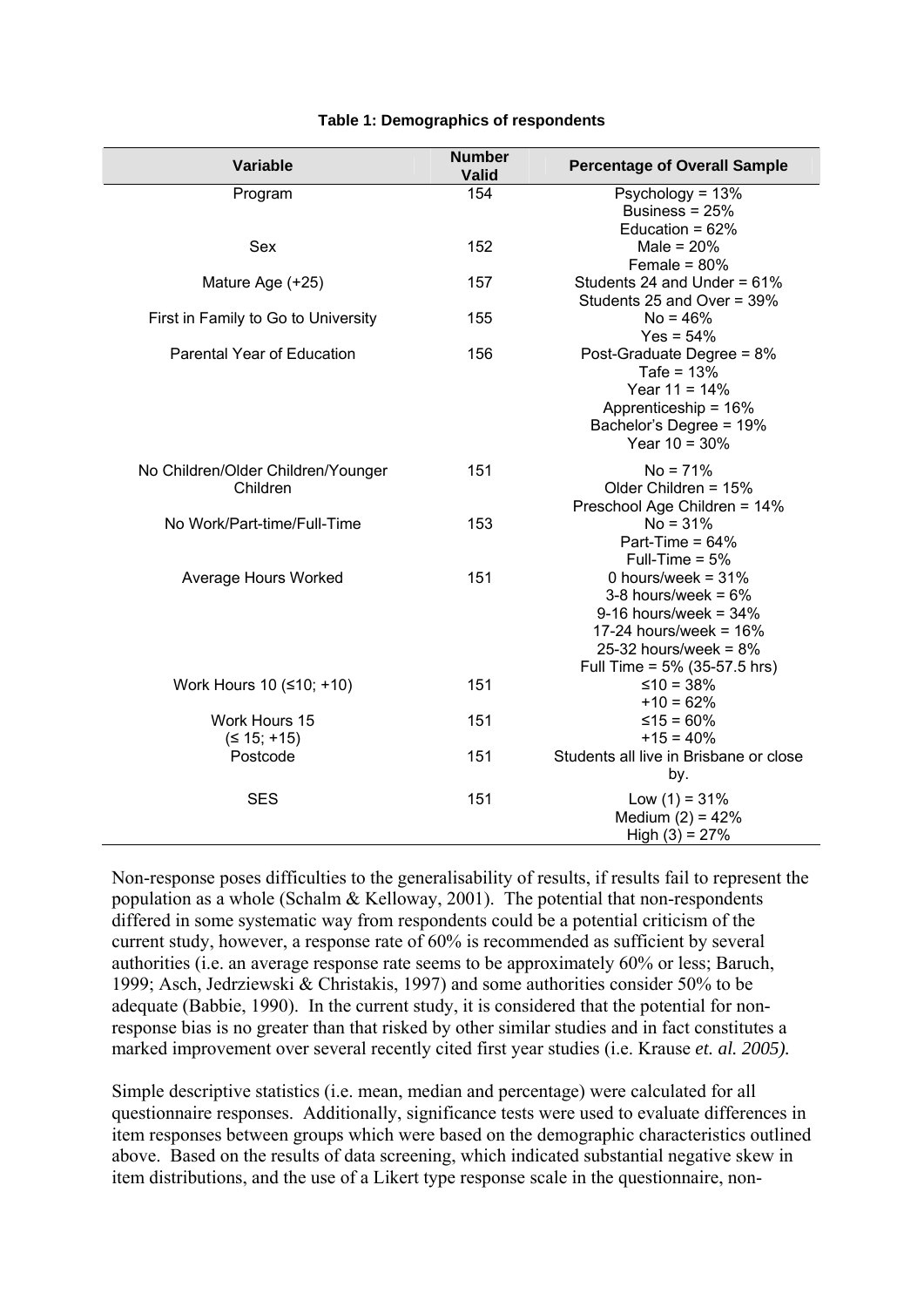**Table 1: Demographics of respondents**

| Variable | Number Valid | Percentage of Overall Sample |
|---|---|---|
| Program | 154 | Psychology = 13%<br>Business = 25%<br>Education = 62% |
| Sex | 152 | Male = 20%<br>Female = 80% |
| Mature Age (+25) | 157 | Students 24 and Under = 61%<br>Students 25 and Over = 39% |
| First in Family to Go to University | 155 | No = 46%<br>Yes = 54% |
| Parental Year of Education | 156 | Post-Graduate Degree = 8%<br>Tafe = 13%<br>Year 11 = 14%<br>Apprenticeship = 16%<br>Bachelor's Degree = 19%<br>Year 10 = 30% |
| No Children/Older Children/Younger Children | 151 | No = 71%<br>Older Children = 15%<br>Preschool Age Children = 14% |
| No Work/Part-time/Full-Time | 153 | No = 31%<br>Part-Time = 64%<br>Full-Time = 5% |
| Average Hours Worked | 151 | 0 hours/week = 31%<br>3-8 hours/week = 6%<br>9-16 hours/week = 34%<br>17-24 hours/week = 16%<br>25-32 hours/week = 8%<br>Full Time = 5% (35-57.5 hrs) |
| Work Hours 10 (≤10; +10) | 151 | ≤10 = 38%<br>+10 = 62% |
| Work Hours 15 (≤ 15; +15) | 151 | ≤15 = 60%<br>+15 = 40% |
| Postcode | 151 | Students all live in Brisbane or close by. |
| SES | 151 | Low (1) = 31%<br>Medium (2) = 42%<br>High (3) = 27% |

Non-response poses difficulties to the generalisability of results, if results fail to represent the population as a whole (Schalm & Kelloway, 2001). The potential that non-respondents differed in some systematic way from respondents could be a potential criticism of the current study, however, a response rate of 60% is recommended as sufficient by several authorities (i.e. an average response rate seems to be approximately 60% or less; Baruch, 1999; Asch, Jedrziewski & Christakis, 1997) and some authorities consider 50% to be adequate (Babbie, 1990). In the current study, it is considered that the potential for non-response bias is no greater than that risked by other similar studies and in fact constitutes a marked improvement over several recently cited first year studies (i.e. Krause *et. al. 2005).*

Simple descriptive statistics (i.e. mean, median and percentage) were calculated for all questionnaire responses. Additionally, significance tests were used to evaluate differences in item responses between groups which were based on the demographic characteristics outlined above. Based on the results of data screening, which indicated substantial negative skew in item distributions, and the use of a Likert type response scale in the questionnaire, non-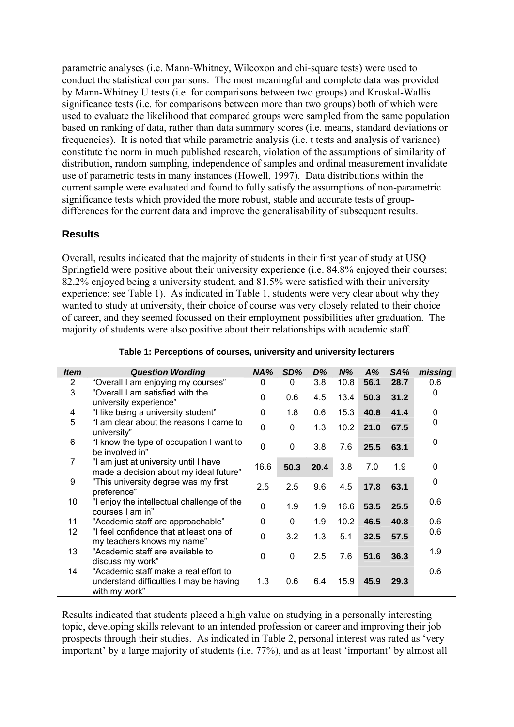parametric analyses (i.e. Mann-Whitney, Wilcoxon and chi-square tests) were used to conduct the statistical comparisons. The most meaningful and complete data was provided by Mann-Whitney U tests (i.e. for comparisons between two groups) and Kruskal-Wallis significance tests (i.e. for comparisons between more than two groups) both of which were used to evaluate the likelihood that compared groups were sampled from the same population based on ranking of data, rather than data summary scores (i.e. means, standard deviations or frequencies). It is noted that while parametric analysis (i.e. t tests and analysis of variance) constitute the norm in much published research, violation of the assumptions of similarity of distribution, random sampling, independence of samples and ordinal measurement invalidate use of parametric tests in many instances (Howell, 1997). Data distributions within the current sample were evaluated and found to fully satisfy the assumptions of non-parametric significance tests which provided the more robust, stable and accurate tests of group-differences for the current data and improve the generalisability of subsequent results.

## Results

Overall, results indicated that the majority of students in their first year of study at USQ Springfield were positive about their university experience (i.e. 84.8% enjoyed their courses; 82.2% enjoyed being a university student, and 81.5% were satisfied with their university experience; see Table 1). As indicated in Table 1, students were very clear about why they wanted to study at university, their choice of course was very closely related to their choice of career, and they seemed focussed on their employment possibilities after graduation. The majority of students were also positive about their relationships with academic staff.

**Table 1: Perceptions of courses, university and university lecturers**

| *Item* | *Question Wording* | *NA%* | *SD%* | *D%* | *N%* | *A%* | *SA%* | *missing* |
|---|---|---|---|---|---|---|---|---|
| 2 | "Overall I am enjoying my courses" | 0 | 0 | 3.8 | 10.8 | **56.1** | **28.7** | 0.6 |
| 3 | "Overall I am satisfied with the university experience" | 0 | 0.6 | 4.5 | 13.4 | **50.3** | **31.2** | 0 |
| 4 | "I like being a university student" | 0 | 1.8 | 0.6 | 15.3 | **40.8** | **41.4** | 0 |
| 5 | "I am clear about the reasons I came to university" | 0 | 0 | 1.3 | 10.2 | **21.0** | **67.5** | 0 |
| 6 | "I know the type of occupation I want to be involved in" | 0 | 0 | 3.8 | 7.6 | **25.5** | **63.1** | 0 |
| 7 | "I am just at university until I have made a decision about my ideal future" | 16.6 | **50.3** | **20.4** | 3.8 | 7.0 | 1.9 | 0 |
| 9 | "This university degree was my first preference" | 2.5 | 2.5 | 9.6 | 4.5 | **17.8** | **63.1** | 0 |
| 10 | "I enjoy the intellectual challenge of the courses I am in" | 0 | 1.9 | 1.9 | 16.6 | **53.5** | **25.5** | 0.6 |
| 11 | "Academic staff are approachable" | 0 | 0 | 1.9 | 10.2 | **46.5** | **40.8** | 0.6 |
| 12 | "I feel confidence that at least one of my teachers knows my name" | 0 | 3.2 | 1.3 | 5.1 | **32.5** | **57.5** | 0.6 |
| 13 | "Academic staff are available to discuss my work" | 0 | 0 | 2.5 | 7.6 | **51.6** | **36.3** | 1.9 |
| 14 | "Academic staff make a real effort to understand difficulties I may be having with my work" | 1.3 | 0.6 | 6.4 | 15.9 | **45.9** | **29.3** | 0.6 |

Results indicated that students placed a high value on studying in a personally interesting topic, developing skills relevant to an intended profession or career and improving their job prospects through their studies. As indicated in Table 2, personal interest was rated as 'very important' by a large majority of students (i.e. 77%), and as at least 'important' by almost all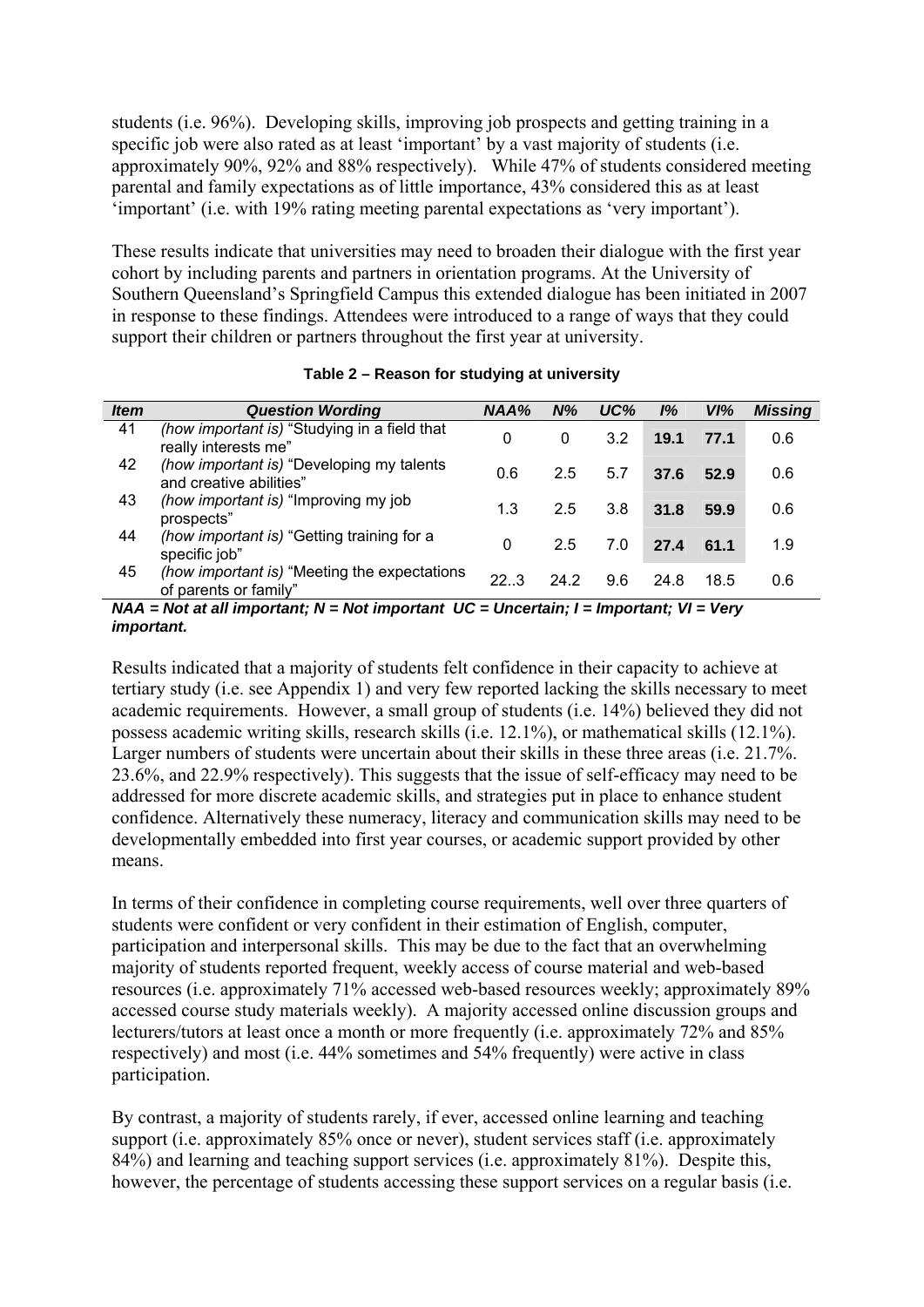students (i.e. 96%). Developing skills, improving job prospects and getting training in a specific job were also rated as at least 'important' by a vast majority of students (i.e. approximately 90%, 92% and 88% respectively). While 47% of students considered meeting parental and family expectations as of little importance, 43% considered this as at least 'important' (i.e. with 19% rating meeting parental expectations as 'very important').

These results indicate that universities may need to broaden their dialogue with the first year cohort by including parents and partners in orientation programs. At the University of Southern Queensland's Springfield Campus this extended dialogue has been initiated in 2007 in response to these findings. Attendees were introduced to a range of ways that they could support their children or partners throughout the first year at university.

**Table 2 – Reason for studying at university**

| *Item* | *Question Wording* | *NAA%* | *N%* | *UC%* | *I%* | *VI%* | *Missing* |
|---|---|---|---|---|---|---|---|
| 41 | *(how important is)* "Studying in a field that really interests me" | 0 | 0 | 3.2 | **19.1** | **77.1** | 0.6 |
| 42 | *(how important is)* "Developing my talents and creative abilities" | 0.6 | 2.5 | 5.7 | **37.6** | **52.9** | 0.6 |
| 43 | *(how important is)* "Improving my job prospects" | 1.3 | 2.5 | 3.8 | **31.8** | **59.9** | 0.6 |
| 44 | *(how important is)* "Getting training for a specific job" | 0 | 2.5 | 7.0 | **27.4** | **61.1** | 1.9 |
| 45 | *(how important is)* "Meeting the expectations of parents or family" | 22..3 | 24.2 | 9.6 | 24.8 | 18.5 | 0.6 |

***NAA = Not at all important; N = Not important UC = Uncertain; I = Important; VI = Very important.***

Results indicated that a majority of students felt confidence in their capacity to achieve at tertiary study (i.e. see Appendix 1) and very few reported lacking the skills necessary to meet academic requirements. However, a small group of students (i.e. 14%) believed they did not possess academic writing skills, research skills (i.e. 12.1%), or mathematical skills (12.1%). Larger numbers of students were uncertain about their skills in these three areas (i.e. 21.7%. 23.6%, and 22.9% respectively). This suggests that the issue of self-efficacy may need to be addressed for more discrete academic skills, and strategies put in place to enhance student confidence. Alternatively these numeracy, literacy and communication skills may need to be developmentally embedded into first year courses, or academic support provided by other means.

In terms of their confidence in completing course requirements, well over three quarters of students were confident or very confident in their estimation of English, computer, participation and interpersonal skills. This may be due to the fact that an overwhelming majority of students reported frequent, weekly access of course material and web-based resources (i.e. approximately 71% accessed web-based resources weekly; approximately 89% accessed course study materials weekly). A majority accessed online discussion groups and lecturers/tutors at least once a month or more frequently (i.e. approximately 72% and 85% respectively) and most (i.e. 44% sometimes and 54% frequently) were active in class participation.

By contrast, a majority of students rarely, if ever, accessed online learning and teaching support (i.e. approximately 85% once or never), student services staff (i.e. approximately 84%) and learning and teaching support services (i.e. approximately 81%). Despite this, however, the percentage of students accessing these support services on a regular basis (i.e.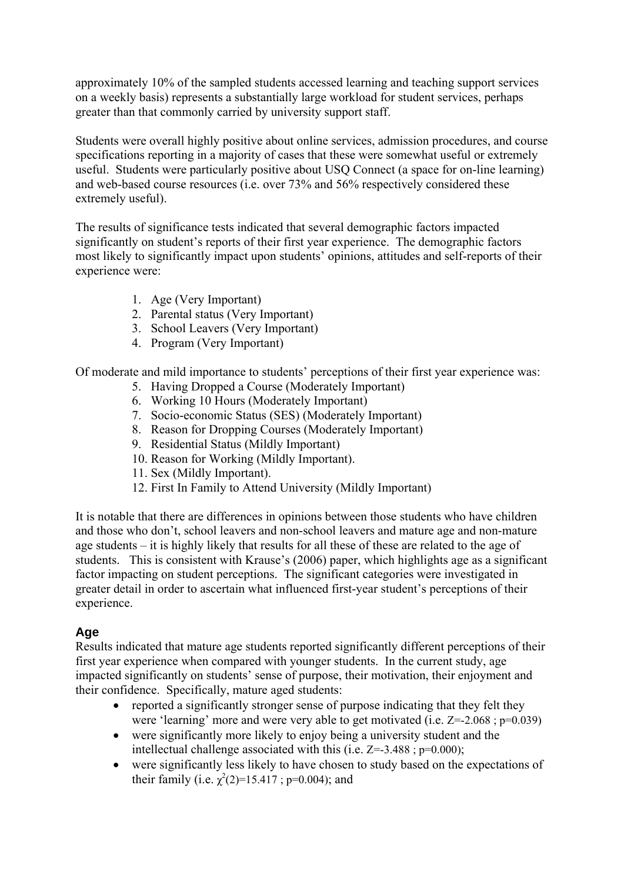approximately 10% of the sampled students accessed learning and teaching support services on a weekly basis) represents a substantially large workload for student services, perhaps greater than that commonly carried by university support staff.

Students were overall highly positive about online services, admission procedures, and course specifications reporting in a majority of cases that these were somewhat useful or extremely useful. Students were particularly positive about USQ Connect (a space for on-line learning) and web-based course resources (i.e. over 73% and 56% respectively considered these extremely useful).

The results of significance tests indicated that several demographic factors impacted significantly on student's reports of their first year experience. The demographic factors most likely to significantly impact upon students' opinions, attitudes and self-reports of their experience were:

1. Age (Very Important)
2. Parental status (Very Important)
3. School Leavers (Very Important)
4. Program (Very Important)

Of moderate and mild importance to students' perceptions of their first year experience was:

5. Having Dropped a Course (Moderately Important)
6. Working 10 Hours (Moderately Important)
7. Socio-economic Status (SES) (Moderately Important)
8. Reason for Dropping Courses (Moderately Important)
9. Residential Status (Mildly Important)
10. Reason for Working (Mildly Important).
11. Sex (Mildly Important).
12. First In Family to Attend University (Mildly Important)

It is notable that there are differences in opinions between those students who have children and those who don't, school leavers and non-school leavers and mature age and non-mature age students – it is highly likely that results for all these of these are related to the age of students. This is consistent with Krause's (2006) paper, which highlights age as a significant factor impacting on student perceptions. The significant categories were investigated in greater detail in order to ascertain what influenced first-year student's perceptions of their experience.

### Age

Results indicated that mature age students reported significantly different perceptions of their first year experience when compared with younger students. In the current study, age impacted significantly on students' sense of purpose, their motivation, their enjoyment and their confidence. Specifically, mature aged students:

- reported a significantly stronger sense of purpose indicating that they felt they were 'learning' more and were very able to get motivated (i.e. $Z=-2.068$ ; $p=0.039$)
- were significantly more likely to enjoy being a university student and the intellectual challenge associated with this (i.e. $Z=-3.488$ ; $p=0.000$);
- were significantly less likely to have chosen to study based on the expectations of their family (i.e. $\chi^2(2)=15.417$ ; $p=0.004$); and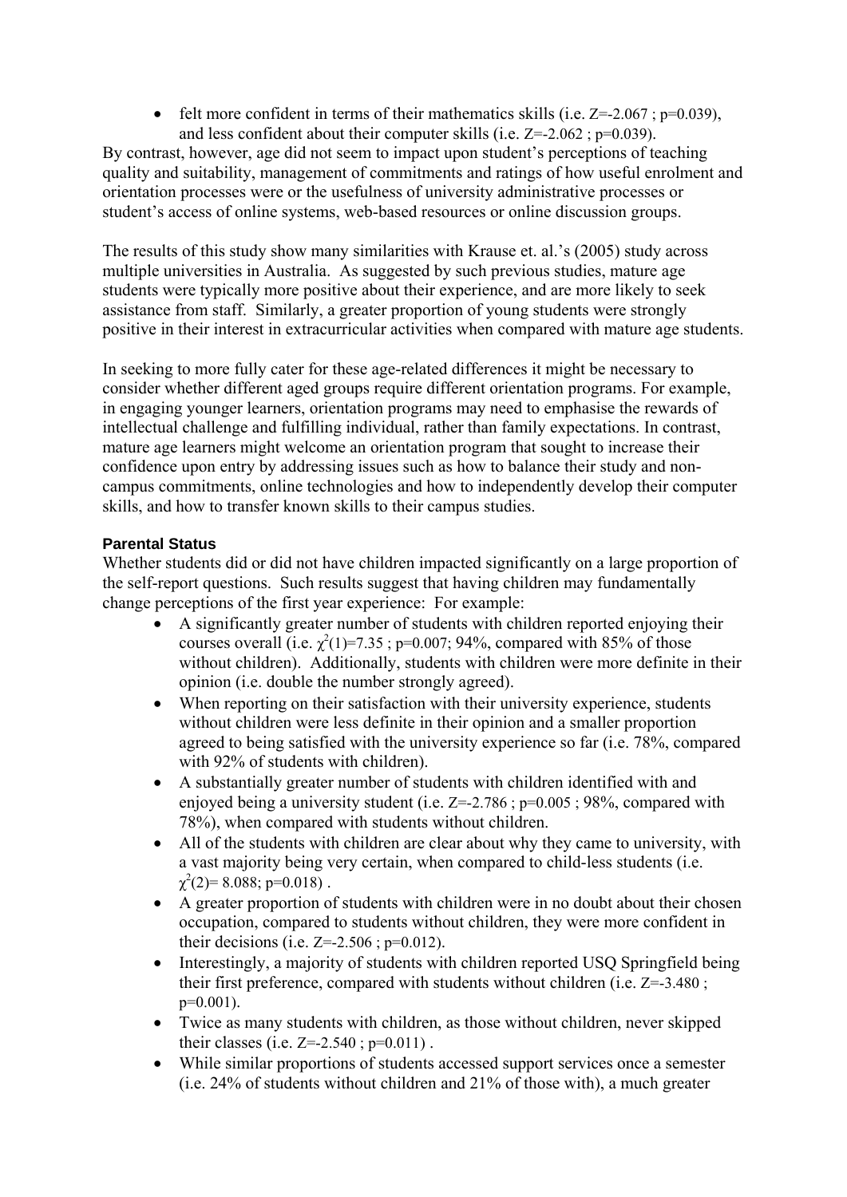- felt more confident in terms of their mathematics skills (i.e. $Z=-2.067$ ; $p=0.039$), and less confident about their computer skills (i.e. $Z=-2.062$ ; $p=0.039$).

By contrast, however, age did not seem to impact upon student's perceptions of teaching quality and suitability, management of commitments and ratings of how useful enrolment and orientation processes were or the usefulness of university administrative processes or student's access of online systems, web-based resources or online discussion groups.

The results of this study show many similarities with Krause et. al.'s (2005) study across multiple universities in Australia. As suggested by such previous studies, mature age students were typically more positive about their experience, and are more likely to seek assistance from staff. Similarly, a greater proportion of young students were strongly positive in their interest in extracurricular activities when compared with mature age students.

In seeking to more fully cater for these age-related differences it might be necessary to consider whether different aged groups require different orientation programs. For example, in engaging younger learners, orientation programs may need to emphasise the rewards of intellectual challenge and fulfilling individual, rather than family expectations. In contrast, mature age learners might welcome an orientation program that sought to increase their confidence upon entry by addressing issues such as how to balance their study and non-campus commitments, online technologies and how to independently develop their computer skills, and how to transfer known skills to their campus studies.

**Parental Status**

Whether students did or did not have children impacted significantly on a large proportion of the self-report questions. Such results suggest that having children may fundamentally change perceptions of the first year experience: For example:

- A significantly greater number of students with children reported enjoying their courses overall (i.e. $\chi^2(1)=7.35$ ; $p=0.007$; 94%, compared with 85% of those without children). Additionally, students with children were more definite in their opinion (i.e. double the number strongly agreed).
- When reporting on their satisfaction with their university experience, students without children were less definite in their opinion and a smaller proportion agreed to being satisfied with the university experience so far (i.e. 78%, compared with 92% of students with children).
- A substantially greater number of students with children identified with and enjoyed being a university student (i.e. $Z=-2.786$ ; $p=0.005$ ; 98%, compared with 78%), when compared with students without children.
- All of the students with children are clear about why they came to university, with a vast majority being very certain, when compared to child-less students (i.e. $\chi^2(2)= 8.088$; $p=0.018$) .
- A greater proportion of students with children were in no doubt about their chosen occupation, compared to students without children, they were more confident in their decisions (i.e. $Z=-2.506$ ; $p=0.012$).
- Interestingly, a majority of students with children reported USQ Springfield being their first preference, compared with students without children (i.e. $Z=-3.480$ ; $p=0.001$).
- Twice as many students with children, as those without children, never skipped their classes (i.e. $Z=-2.540$ ; $p=0.011$) .
- While similar proportions of students accessed support services once a semester (i.e. 24% of students without children and 21% of those with), a much greater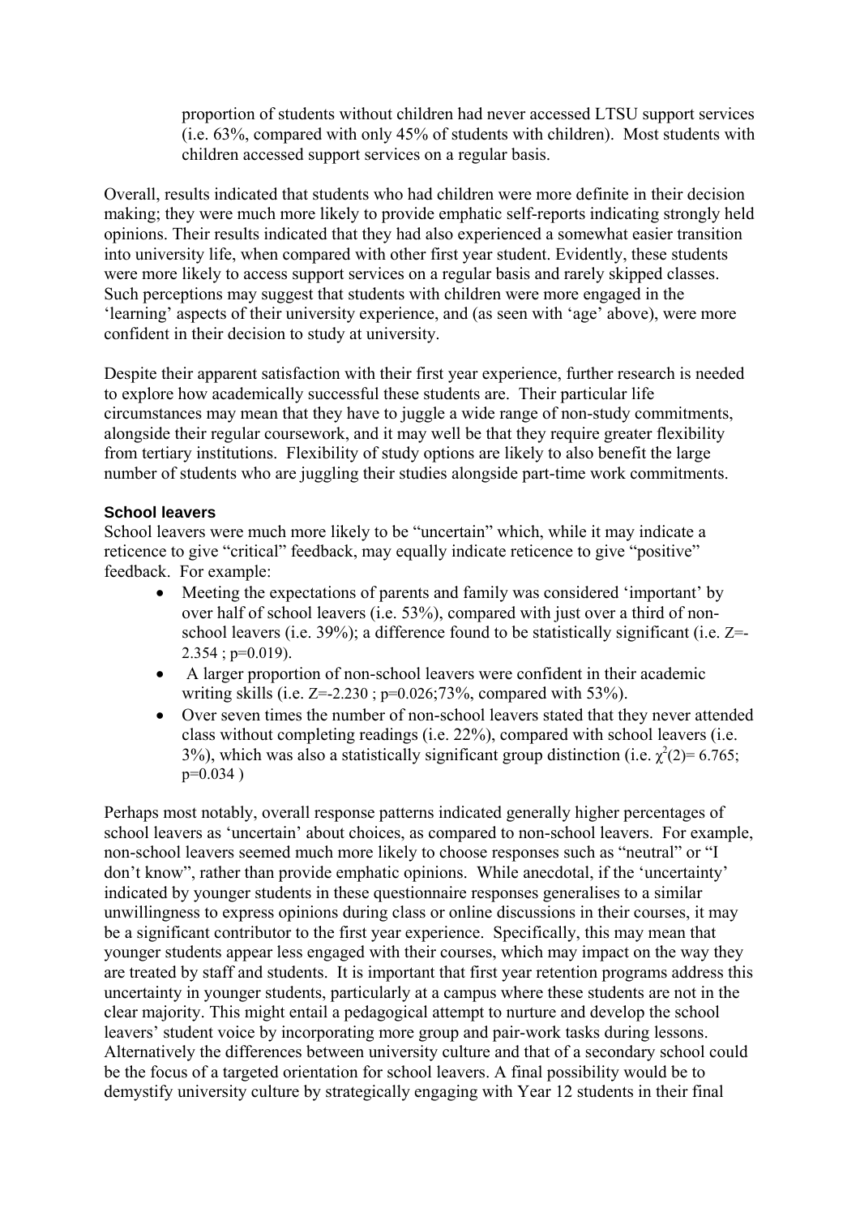proportion of students without children had never accessed LTSU support services (i.e. 63%, compared with only 45% of students with children). Most students with children accessed support services on a regular basis.

Overall, results indicated that students who had children were more definite in their decision making; they were much more likely to provide emphatic self-reports indicating strongly held opinions. Their results indicated that they had also experienced a somewhat easier transition into university life, when compared with other first year student. Evidently, these students were more likely to access support services on a regular basis and rarely skipped classes. Such perceptions may suggest that students with children were more engaged in the 'learning' aspects of their university experience, and (as seen with 'age' above), were more confident in their decision to study at university.

Despite their apparent satisfaction with their first year experience, further research is needed to explore how academically successful these students are. Their particular life circumstances may mean that they have to juggle a wide range of non-study commitments, alongside their regular coursework, and it may well be that they require greater flexibility from tertiary institutions. Flexibility of study options are likely to also benefit the large number of students who are juggling their studies alongside part-time work commitments.

**School leavers**

School leavers were much more likely to be "uncertain" which, while it may indicate a reticence to give "critical" feedback, may equally indicate reticence to give "positive" feedback. For example:

- Meeting the expectations of parents and family was considered 'important' by over half of school leavers (i.e. 53%), compared with just over a third of non-school leavers (i.e. 39%); a difference found to be statistically significant (i.e. $Z=-2.354$ ; $p=0.019$).
- A larger proportion of non-school leavers were confident in their academic writing skills (i.e. $Z=-2.230$ ; $p=0.026$;73%, compared with 53%).
- Over seven times the number of non-school leavers stated that they never attended class without completing readings (i.e. 22%), compared with school leavers (i.e. 3%), which was also a statistically significant group distinction (i.e. $\chi^2(2)= 6.765$; $p=0.034$ )

Perhaps most notably, overall response patterns indicated generally higher percentages of school leavers as 'uncertain' about choices, as compared to non-school leavers. For example, non-school leavers seemed much more likely to choose responses such as "neutral" or "I don't know", rather than provide emphatic opinions. While anecdotal, if the 'uncertainty' indicated by younger students in these questionnaire responses generalises to a similar unwillingness to express opinions during class or online discussions in their courses, it may be a significant contributor to the first year experience. Specifically, this may mean that younger students appear less engaged with their courses, which may impact on the way they are treated by staff and students. It is important that first year retention programs address this uncertainty in younger students, particularly at a campus where these students are not in the clear majority. This might entail a pedagogical attempt to nurture and develop the school leavers' student voice by incorporating more group and pair-work tasks during lessons. Alternatively the differences between university culture and that of a secondary school could be the focus of a targeted orientation for school leavers. A final possibility would be to demystify university culture by strategically engaging with Year 12 students in their final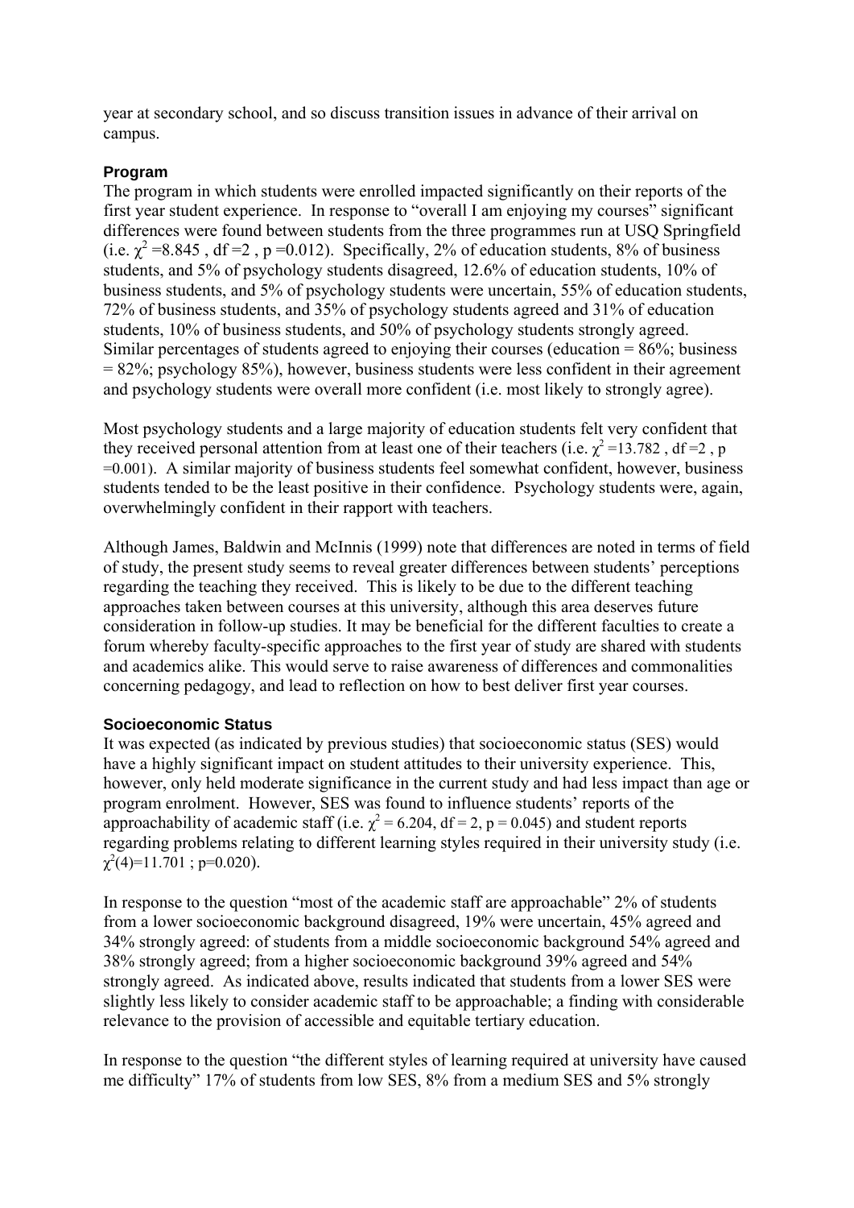year at secondary school, and so discuss transition issues in advance of their arrival on campus.

### Program

The program in which students were enrolled impacted significantly on their reports of the first year student experience. In response to "overall I am enjoying my courses" significant differences were found between students from the three programmes run at USQ Springfield (i.e. $\chi^2$ =8.845 , df =2 , p =0.012). Specifically, 2% of education students, 8% of business students, and 5% of psychology students disagreed, 12.6% of education students, 10% of business students, and 5% of psychology students were uncertain, 55% of education students, 72% of business students, and 35% of psychology students agreed and 31% of education students, 10% of business students, and 50% of psychology students strongly agreed. Similar percentages of students agreed to enjoying their courses (education = 86%; business = 82%; psychology 85%), however, business students were less confident in their agreement and psychology students were overall more confident (i.e. most likely to strongly agree).

Most psychology students and a large majority of education students felt very confident that they received personal attention from at least one of their teachers (i.e. $\chi^2$ =13.782 , df =2 , p =0.001). A similar majority of business students feel somewhat confident, however, business students tended to be the least positive in their confidence. Psychology students were, again, overwhelmingly confident in their rapport with teachers.

Although James, Baldwin and McInnis (1999) note that differences are noted in terms of field of study, the present study seems to reveal greater differences between students' perceptions regarding the teaching they received. This is likely to be due to the different teaching approaches taken between courses at this university, although this area deserves future consideration in follow-up studies. It may be beneficial for the different faculties to create a forum whereby faculty-specific approaches to the first year of study are shared with students and academics alike. This would serve to raise awareness of differences and commonalities concerning pedagogy, and lead to reflection on how to best deliver first year courses.

### Socioeconomic Status

It was expected (as indicated by previous studies) that socioeconomic status (SES) would have a highly significant impact on student attitudes to their university experience. This, however, only held moderate significance in the current study and had less impact than age or program enrolment. However, SES was found to influence students' reports of the approachability of academic staff (i.e. $\chi^2$ = 6.204, df = 2, p = 0.045) and student reports regarding problems relating to different learning styles required in their university study (i.e. $\chi^2(4)$=11.701 ; p=0.020).

In response to the question "most of the academic staff are approachable" 2% of students from a lower socioeconomic background disagreed, 19% were uncertain, 45% agreed and 34% strongly agreed: of students from a middle socioeconomic background 54% agreed and 38% strongly agreed; from a higher socioeconomic background 39% agreed and 54% strongly agreed. As indicated above, results indicated that students from a lower SES were slightly less likely to consider academic staff to be approachable; a finding with considerable relevance to the provision of accessible and equitable tertiary education.

In response to the question "the different styles of learning required at university have caused me difficulty" 17% of students from low SES, 8% from a medium SES and 5% strongly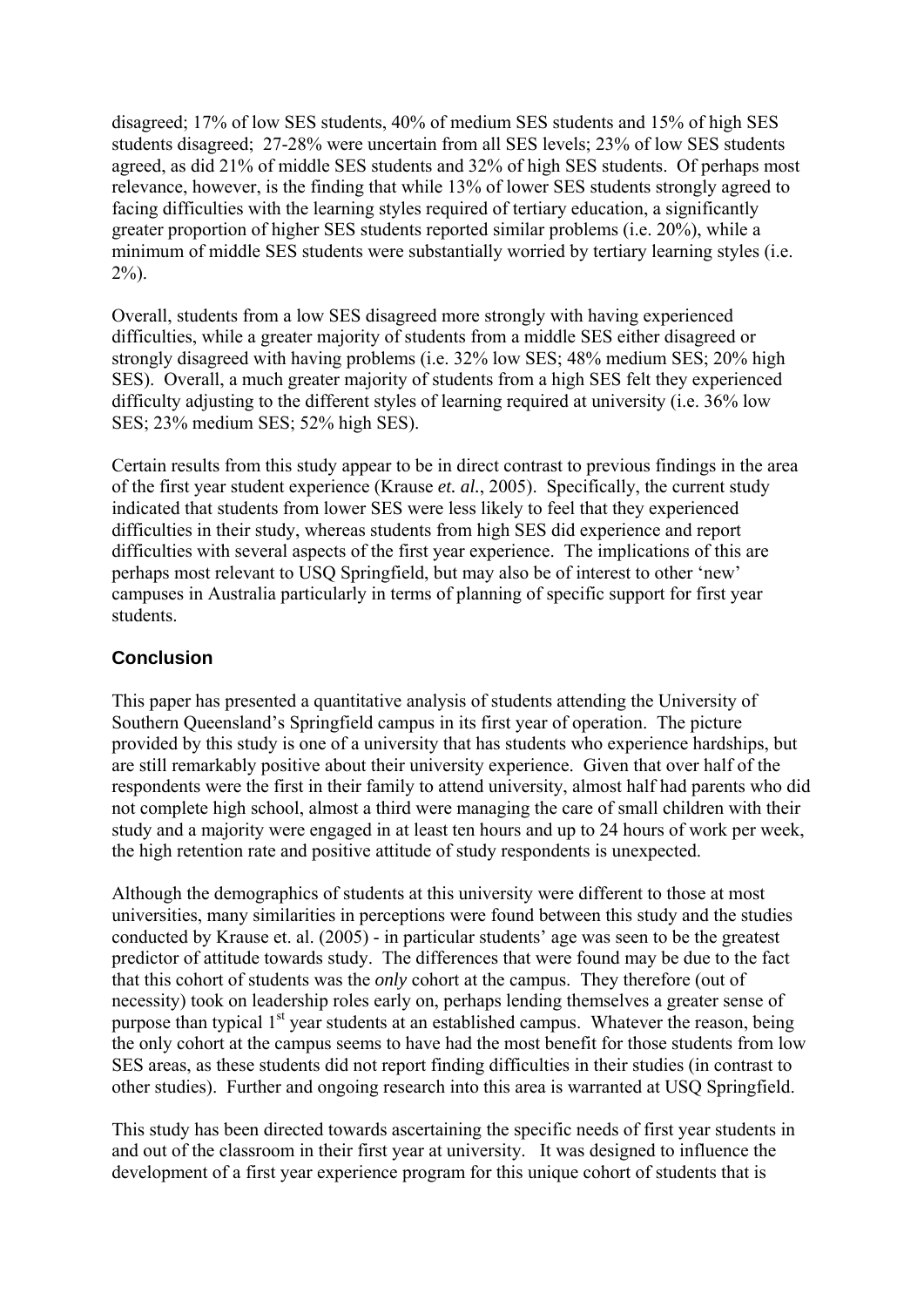disagreed; 17% of low SES students, 40% of medium SES students and 15% of high SES students disagreed; 27-28% were uncertain from all SES levels; 23% of low SES students agreed, as did 21% of middle SES students and 32% of high SES students. Of perhaps most relevance, however, is the finding that while 13% of lower SES students strongly agreed to facing difficulties with the learning styles required of tertiary education, a significantly greater proportion of higher SES students reported similar problems (i.e. 20%), while a minimum of middle SES students were substantially worried by tertiary learning styles (i.e. 2%).

Overall, students from a low SES disagreed more strongly with having experienced difficulties, while a greater majority of students from a middle SES either disagreed or strongly disagreed with having problems (i.e. 32% low SES; 48% medium SES; 20% high SES). Overall, a much greater majority of students from a high SES felt they experienced difficulty adjusting to the different styles of learning required at university (i.e. 36% low SES; 23% medium SES; 52% high SES).

Certain results from this study appear to be in direct contrast to previous findings in the area of the first year student experience (Krause *et. al.*, 2005). Specifically, the current study indicated that students from lower SES were less likely to feel that they experienced difficulties in their study, whereas students from high SES did experience and report difficulties with several aspects of the first year experience. The implications of this are perhaps most relevant to USQ Springfield, but may also be of interest to other 'new' campuses in Australia particularly in terms of planning of specific support for first year students.

## Conclusion

This paper has presented a quantitative analysis of students attending the University of Southern Queensland's Springfield campus in its first year of operation. The picture provided by this study is one of a university that has students who experience hardships, but are still remarkably positive about their university experience. Given that over half of the respondents were the first in their family to attend university, almost half had parents who did not complete high school, almost a third were managing the care of small children with their study and a majority were engaged in at least ten hours and up to 24 hours of work per week, the high retention rate and positive attitude of study respondents is unexpected.

Although the demographics of students at this university were different to those at most universities, many similarities in perceptions were found between this study and the studies conducted by Krause et. al. (2005) - in particular students' age was seen to be the greatest predictor of attitude towards study. The differences that were found may be due to the fact that this cohort of students was the *only* cohort at the campus. They therefore (out of necessity) took on leadership roles early on, perhaps lending themselves a greater sense of purpose than typical 1st year students at an established campus. Whatever the reason, being the only cohort at the campus seems to have had the most benefit for those students from low SES areas, as these students did not report finding difficulties in their studies (in contrast to other studies). Further and ongoing research into this area is warranted at USQ Springfield.

This study has been directed towards ascertaining the specific needs of first year students in and out of the classroom in their first year at university. It was designed to influence the development of a first year experience program for this unique cohort of students that is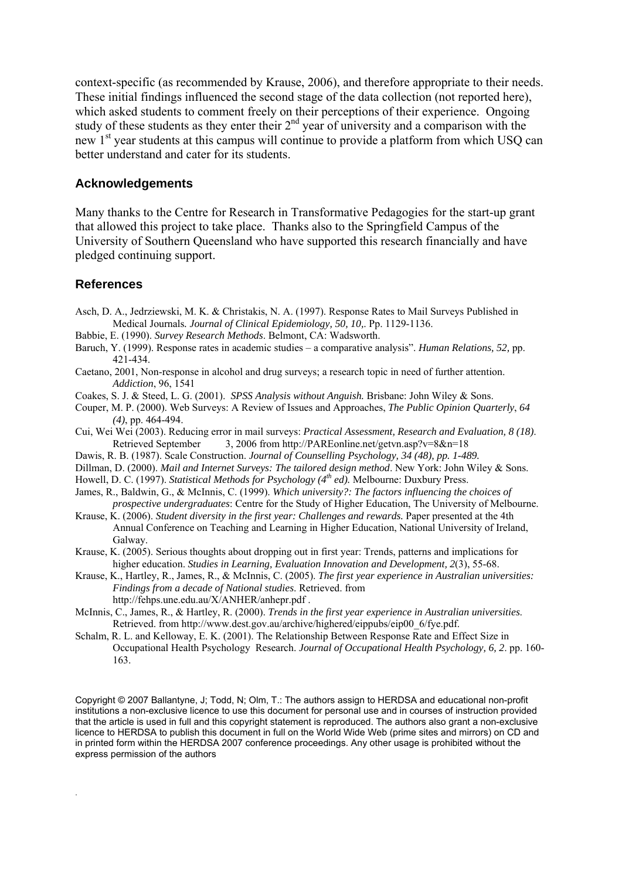context-specific (as recommended by Krause, 2006), and therefore appropriate to their needs. These initial findings influenced the second stage of the data collection (not reported here), which asked students to comment freely on their perceptions of their experience. Ongoing study of these students as they enter their 2nd year of university and a comparison with the new 1st year students at this campus will continue to provide a platform from which USQ can better understand and cater for its students.

## Acknowledgements

Many thanks to the Centre for Research in Transformative Pedagogies for the start-up grant that allowed this project to take place. Thanks also to the Springfield Campus of the University of Southern Queensland who have supported this research financially and have pledged continuing support.

## References

Asch, D. A., Jedrziewski, M. K. & Christakis, N. A. (1997). Response Rates to Mail Surveys Published in Medical Journals. *Journal of Clinical Epidemiology, 50, 10,*. Pp. 1129-1136.

Babbie, E. (1990). *Survey Research Methods*. Belmont, CA: Wadsworth.

Baruch, Y. (1999). Response rates in academic studies – a comparative analysis". *Human Relations, 52,* pp. 421-434.

Caetano, 2001, Non-response in alcohol and drug surveys; a research topic in need of further attention. *Addiction*, 96, 1541

Coakes, S. J. & Steed, L. G. (2001). *SPSS Analysis without Anguish.* Brisbane: John Wiley & Sons.

Couper, M. P. (2000). Web Surveys: A Review of Issues and Approaches, *The Public Opinion Quarterly*, *64 (4)*, pp. 464-494.

Cui, Wei Wei (2003). Reducing error in mail surveys: *Practical Assessment, Research and Evaluation, 8 (18)*. Retrieved September 3, 2006 from http://PAREonline.net/getvn.asp?v=8&n=18

Dawis, R. B. (1987). Scale Construction. *Journal of Counselling Psychology, 34 (48), pp. 1-489.*

Dillman, D. (2000). *Mail and Internet Surveys: The tailored design method*. New York: John Wiley & Sons.

Howell, D. C. (1997). *Statistical Methods for Psychology (4th ed).* Melbourne: Duxbury Press.

James, R., Baldwin, G., & McInnis, C. (1999). *Which university?: The factors influencing the choices of prospective undergraduates*: Centre for the Study of Higher Education, The University of Melbourne.

Krause, K. (2006). *Student diversity in the first year: Challenges and rewards.* Paper presented at the 4th Annual Conference on Teaching and Learning in Higher Education, National University of Ireland, Galway.

Krause, K. (2005). Serious thoughts about dropping out in first year: Trends, patterns and implications for higher education. *Studies in Learning, Evaluation Innovation and Development, 2*(3), 55-68.

Krause, K., Hartley, R., James, R., & McInnis, C. (2005). *The first year experience in Australian universities: Findings from a decade of National studies*. Retrieved. from http://fehps.une.edu.au/X/ANHER/anhepr.pdf .

McInnis, C., James, R., & Hartley, R. (2000). *Trends in the first year experience in Australian universities.* Retrieved. from http://www.dest.gov.au/archive/highered/eippubs/eip00_6/fye.pdf.

Schalm, R. L. and Kelloway, E. K. (2001). The Relationship Between Response Rate and Effect Size in Occupational Health Psychology Research. *Journal of Occupational Health Psychology, 6, 2*. pp. 160-163.

Copyright © 2007 Ballantyne, J; Todd, N; Olm, T.: The authors assign to HERDSA and educational non-profit institutions a non-exclusive licence to use this document for personal use and in courses of instruction provided that the article is used in full and this copyright statement is reproduced. The authors also grant a non-exclusive licence to HERDSA to publish this document in full on the World Wide Web (prime sites and mirrors) on CD and in printed form within the HERDSA 2007 conference proceedings. Any other usage is prohibited without the express permission of the authors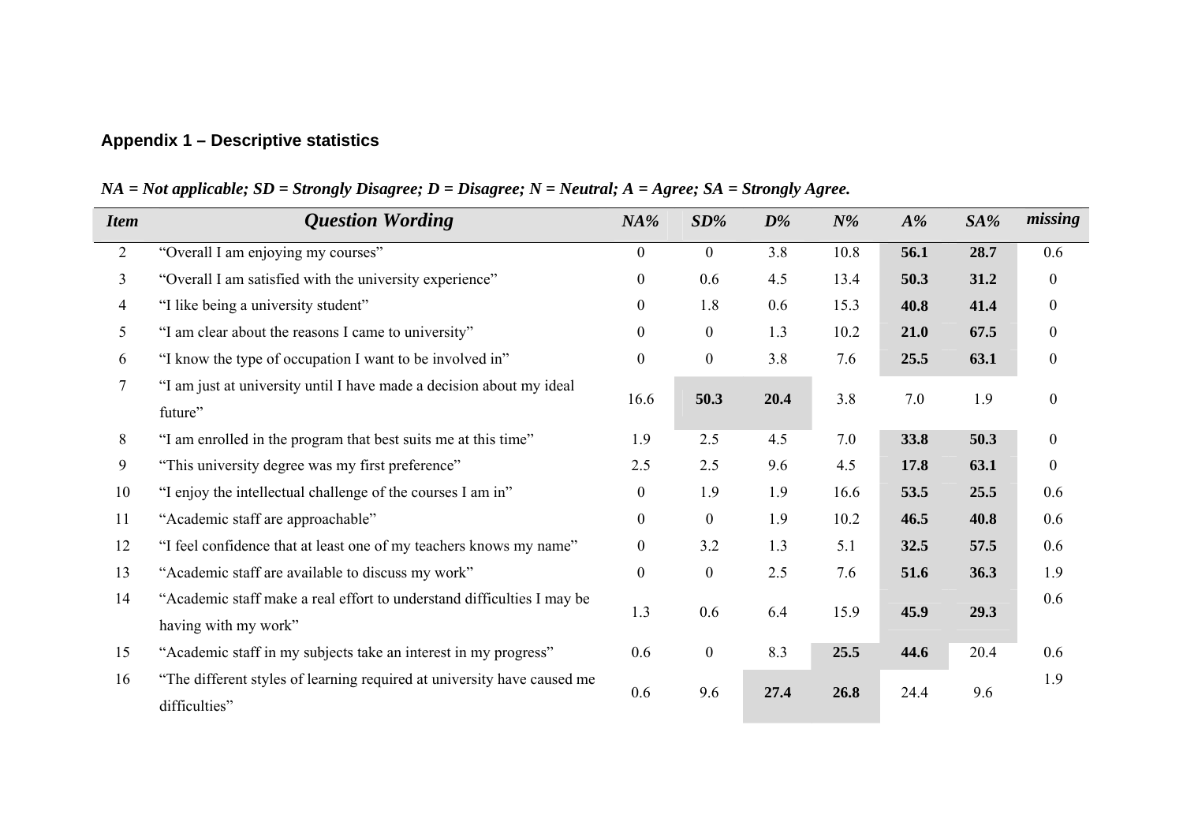### Appendix 1 – Descriptive statistics

***NA = Not applicable; SD = Strongly Disagree; D = Disagree; N = Neutral; A = Agree; SA = Strongly Agree.***

| *Item* | *Question Wording* | *NA%* | *SD%* | *D%* | *N%* | *A%* | *SA%* | *missing* |
|---|---|---|---|---|---|---|---|---|
| 2 | "Overall I am enjoying my courses" | 0 | 0 | 3.8 | 10.8 | **56.1** | **28.7** | 0.6 |
| 3 | "Overall I am satisfied with the university experience" | 0 | 0.6 | 4.5 | 13.4 | **50.3** | **31.2** | 0 |
| 4 | "I like being a university student" | 0 | 1.8 | 0.6 | 15.3 | **40.8** | **41.4** | 0 |
| 5 | "I am clear about the reasons I came to university" | 0 | 0 | 1.3 | 10.2 | **21.0** | **67.5** | 0 |
| 6 | "I know the type of occupation I want to be involved in" | 0 | 0 | 3.8 | 7.6 | **25.5** | **63.1** | 0 |
| 7 | "I am just at university until I have made a decision about my ideal future" | 16.6 | **50.3** | **20.4** | 3.8 | 7.0 | 1.9 | 0 |
| 8 | "I am enrolled in the program that best suits me at this time" | 1.9 | 2.5 | 4.5 | 7.0 | **33.8** | **50.3** | 0 |
| 9 | "This university degree was my first preference" | 2.5 | 2.5 | 9.6 | 4.5 | **17.8** | **63.1** | 0 |
| 10 | "I enjoy the intellectual challenge of the courses I am in" | 0 | 1.9 | 1.9 | 16.6 | **53.5** | **25.5** | 0.6 |
| 11 | "Academic staff are approachable" | 0 | 0 | 1.9 | 10.2 | **46.5** | **40.8** | 0.6 |
| 12 | "I feel confidence that at least one of my teachers knows my name" | 0 | 3.2 | 1.3 | 5.1 | **32.5** | **57.5** | 0.6 |
| 13 | "Academic staff are available to discuss my work" | 0 | 0 | 2.5 | 7.6 | **51.6** | **36.3** | 1.9 |
| 14 | "Academic staff make a real effort to understand difficulties I may be having with my work" | 1.3 | 0.6 | 6.4 | 15.9 | **45.9** | **29.3** | 0.6 |
| 15 | "Academic staff in my subjects take an interest in my progress" | 0.6 | 0 | 8.3 | **25.5** | **44.6** | 20.4 | 0.6 |
| 16 | "The different styles of learning required at university have caused me difficulties" | 0.6 | 9.6 | **27.4** | **26.8** | 24.4 | 9.6 | 1.9 |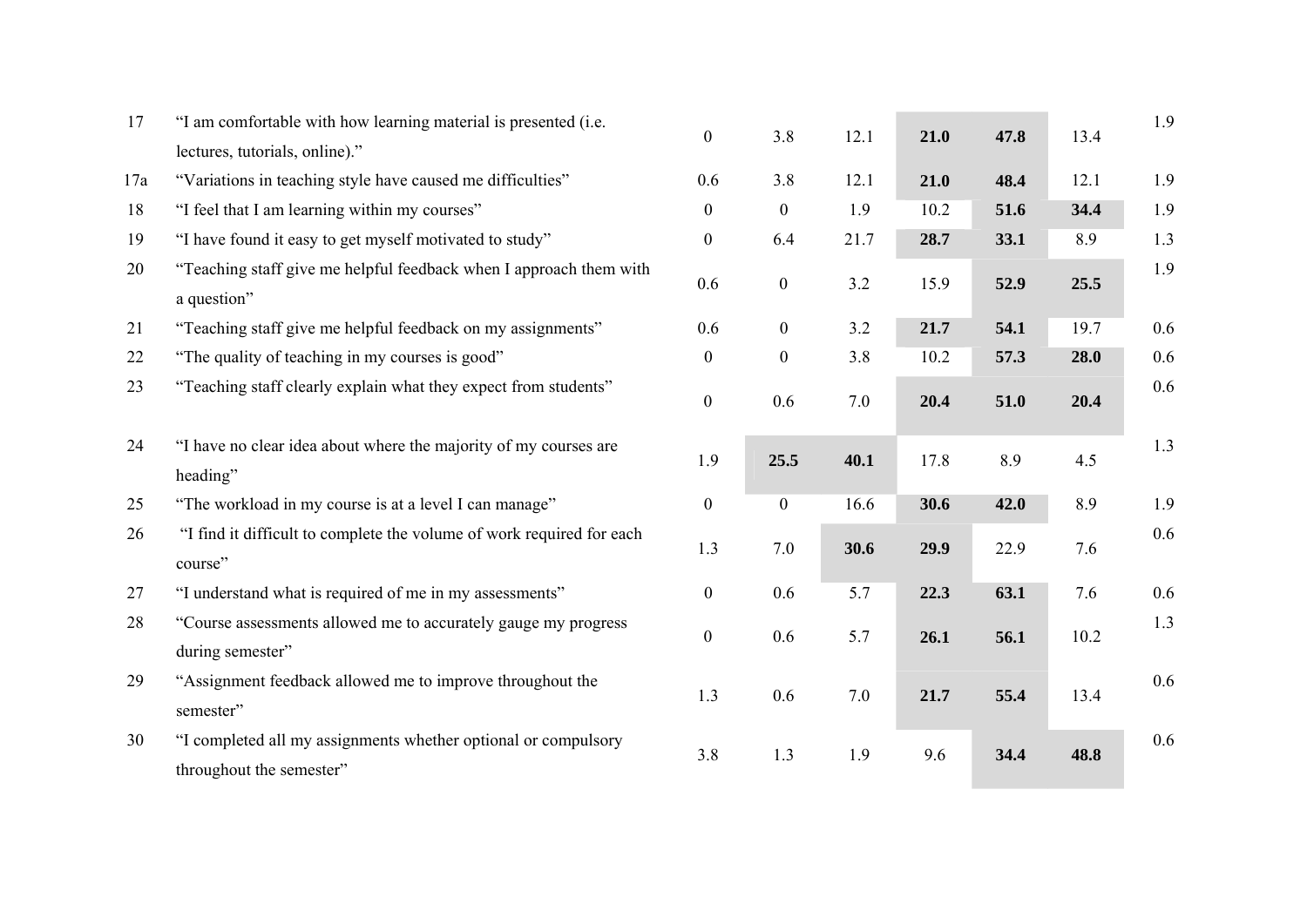| | | | | | | | | |
|---|---|---|---|---|---|---|---|---|
| 17 | "I am comfortable with how learning material is presented (i.e. lectures, tutorials, online)." | 0 | 3.8 | 12.1 | **21.0** | **47.8** | 13.4 | 1.9 |
| 17a | "Variations in teaching style have caused me difficulties" | 0.6 | 3.8 | 12.1 | **21.0** | **48.4** | 12.1 | 1.9 |
| 18 | "I feel that I am learning within my courses" | 0 | 0 | 1.9 | 10.2 | **51.6** | **34.4** | 1.9 |
| 19 | "I have found it easy to get myself motivated to study" | 0 | 6.4 | 21.7 | **28.7** | **33.1** | 8.9 | 1.3 |
| 20 | "Teaching staff give me helpful feedback when I approach them with a question" | 0.6 | 0 | 3.2 | 15.9 | **52.9** | **25.5** | 1.9 |
| 21 | "Teaching staff give me helpful feedback on my assignments" | 0.6 | 0 | 3.2 | **21.7** | **54.1** | 19.7 | 0.6 |
| 22 | "The quality of teaching in my courses is good" | 0 | 0 | 3.8 | 10.2 | **57.3** | **28.0** | 0.6 |
| 23 | "Teaching staff clearly explain what they expect from students" | 0 | 0.6 | 7.0 | **20.4** | **51.0** | **20.4** | 0.6 |
| 24 | "I have no clear idea about where the majority of my courses are heading" | 1.9 | **25.5** | **40.1** | 17.8 | 8.9 | 4.5 | 1.3 |
| 25 | "The workload in my course is at a level I can manage" | 0 | 0 | 16.6 | **30.6** | **42.0** | 8.9 | 1.9 |
| 26 | "I find it difficult to complete the volume of work required for each course" | 1.3 | 7.0 | **30.6** | **29.9** | 22.9 | 7.6 | 0.6 |
| 27 | "I understand what is required of me in my assessments" | 0 | 0.6 | 5.7 | **22.3** | **63.1** | 7.6 | 0.6 |
| 28 | "Course assessments allowed me to accurately gauge my progress during semester" | 0 | 0.6 | 5.7 | **26.1** | **56.1** | 10.2 | 1.3 |
| 29 | "Assignment feedback allowed me to improve throughout the semester" | 1.3 | 0.6 | 7.0 | **21.7** | **55.4** | 13.4 | 0.6 |
| 30 | "I completed all my assignments whether optional or compulsory throughout the semester" | 3.8 | 1.3 | 1.9 | 9.6 | **34.4** | **48.8** | 0.6 |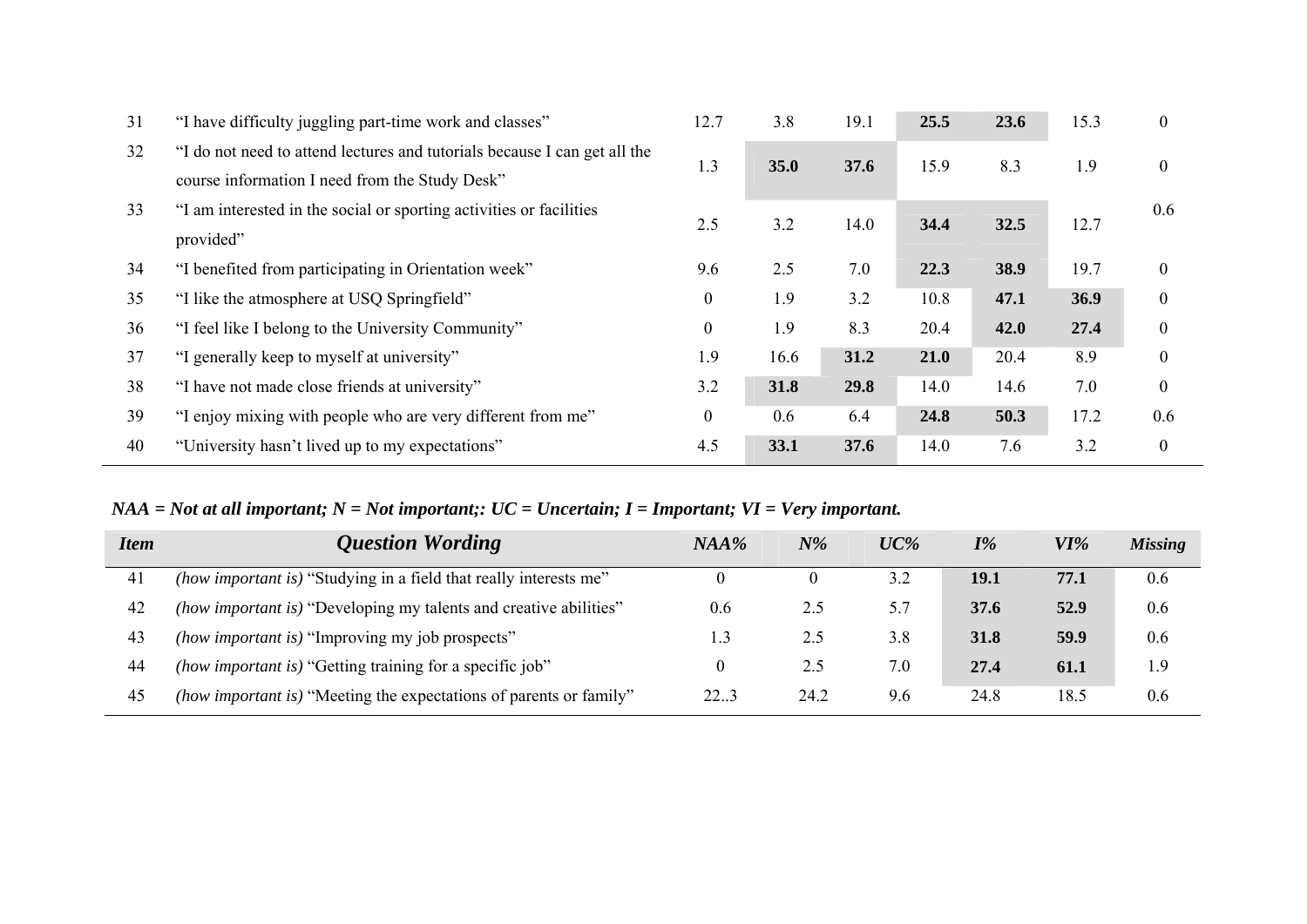| | | | | | | | | |
|---|---|---|---|---|---|---|---|---|
| 31 | "I have difficulty juggling part-time work and classes" | 12.7 | 3.8 | 19.1 | **25.5** | **23.6** | 15.3 | 0 |
| 32 | "I do not need to attend lectures and tutorials because I can get all the course information I need from the Study Desk" | 1.3 | **35.0** | **37.6** | 15.9 | 8.3 | 1.9 | 0 |
| 33 | "I am interested in the social or sporting activities or facilities provided" | 2.5 | 3.2 | 14.0 | **34.4** | **32.5** | 12.7 | 0.6 |
| 34 | "I benefited from participating in Orientation week" | 9.6 | 2.5 | 7.0 | **22.3** | **38.9** | 19.7 | 0 |
| 35 | "I like the atmosphere at USQ Springfield" | 0 | 1.9 | 3.2 | 10.8 | **47.1** | **36.9** | 0 |
| 36 | "I feel like I belong to the University Community" | 0 | 1.9 | 8.3 | 20.4 | **42.0** | **27.4** | 0 |
| 37 | "I generally keep to myself at university" | 1.9 | 16.6 | **31.2** | **21.0** | 20.4 | 8.9 | 0 |
| 38 | "I have not made close friends at university" | 3.2 | **31.8** | **29.8** | 14.0 | 14.6 | 7.0 | 0 |
| 39 | "I enjoy mixing with people who are very different from me" | 0 | 0.6 | 6.4 | **24.8** | **50.3** | 17.2 | 0.6 |
| 40 | "University hasn't lived up to my expectations" | 4.5 | **33.1** | **37.6** | 14.0 | 7.6 | 3.2 | 0 |

***NAA = Not at all important; N = Not important;: UC = Uncertain; I = Important; VI = Very important.***

| *Item* | *Question Wording* | *NAA%* | *N%* | *UC%* | *I%* | *VI%* | *Missing* |
|---|---|---|---|---|---|---|---|
| 41 | *(how important is)* "Studying in a field that really interests me" | 0 | 0 | 3.2 | **19.1** | **77.1** | 0.6 |
| 42 | *(how important is)* "Developing my talents and creative abilities" | 0.6 | 2.5 | 5.7 | **37.6** | **52.9** | 0.6 |
| 43 | *(how important is)* "Improving my job prospects" | 1.3 | 2.5 | 3.8 | **31.8** | **59.9** | 0.6 |
| 44 | *(how important is)* "Getting training for a specific job" | 0 | 2.5 | 7.0 | **27.4** | **61.1** | 1.9 |
| 45 | *(how important is)* "Meeting the expectations of parents or family" | 22..3 | 24.2 | 9.6 | 24.8 | 18.5 | 0.6 |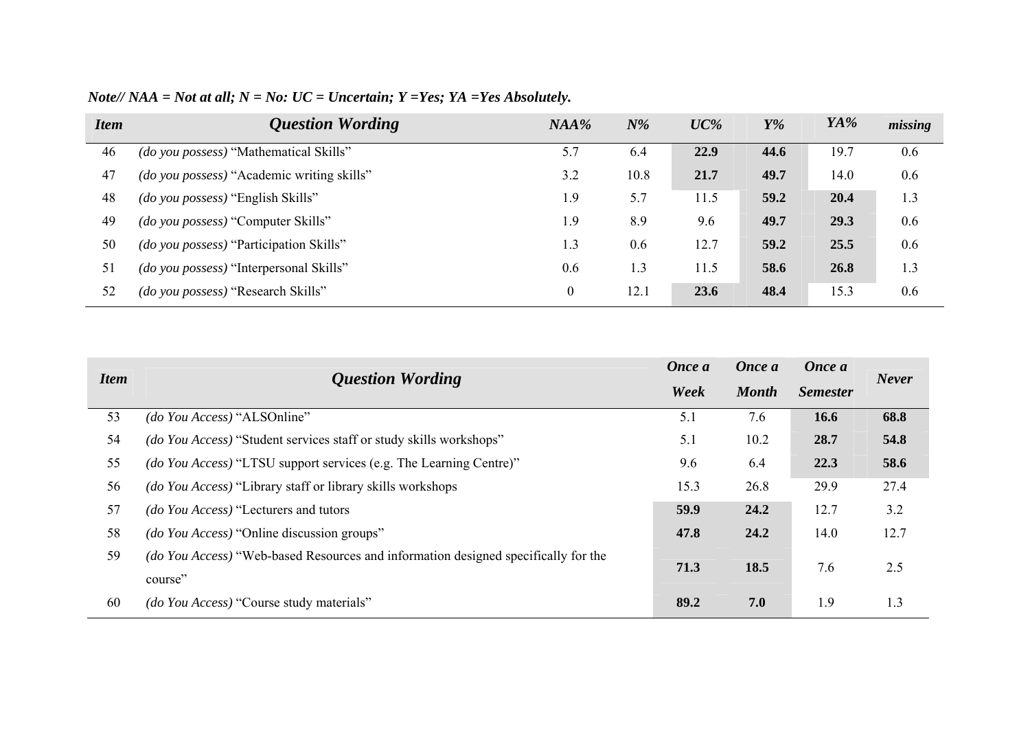***Note// NAA = Not at all; N = No: UC = Uncertain; Y =Yes; YA =Yes Absolutely.***

| *Item* | *Question Wording* | *NAA%* | *N%* | *UC%* | *Y%* | *YA%* | *missing* |
|---|---|---|---|---|---|---|---|
| 46 | *(do you possess)* "Mathematical Skills" | 5.7 | 6.4 | **22.9** | **44.6** | 19.7 | 0.6 |
| 47 | *(do you possess)* "Academic writing skills" | 3.2 | 10.8 | **21.7** | **49.7** | 14.0 | 0.6 |
| 48 | *(do you possess)* "English Skills" | 1.9 | 5.7 | 11.5 | **59.2** | **20.4** | 1.3 |
| 49 | *(do you possess)* "Computer Skills" | 1.9 | 8.9 | 9.6 | **49.7** | **29.3** | 0.6 |
| 50 | *(do you possess)* "Participation Skills" | 1.3 | 0.6 | 12.7 | **59.2** | **25.5** | 0.6 |
| 51 | *(do you possess)* "Interpersonal Skills" | 0.6 | 1.3 | 11.5 | **58.6** | **26.8** | 1.3 |
| 52 | *(do you possess)* "Research Skills" | 0 | 12.1 | **23.6** | **48.4** | 15.3 | 0.6 |

| *Item* | *Question Wording* | *Once a Week* | *Once a Month* | *Once a Semester* | *Never* |
|---|---|---|---|---|---|
| 53 | *(do You Access)* "ALSOnline" | 5.1 | 7.6 | **16.6** | **68.8** |
| 54 | *(do You Access)* "Student services staff or study skills workshops" | 5.1 | 10.2 | **28.7** | **54.8** |
| 55 | *(do You Access)* "LTSU support services (e.g. The Learning Centre)" | 9.6 | 6.4 | **22.3** | **58.6** |
| 56 | *(do You Access)* "Library staff or library skills workshops | 15.3 | 26.8 | 29.9 | 27.4 |
| 57 | *(do You Access)* "Lecturers and tutors | **59.9** | **24.2** | 12.7 | 3.2 |
| 58 | *(do You Access)* "Online discussion groups" | **47.8** | **24.2** | 14.0 | 12.7 |
| 59 | *(do You Access)* "Web-based Resources and information designed specifically for the course" | **71.3** | **18.5** | 7.6 | 2.5 |
| 60 | *(do You Access)* "Course study materials" | **89.2** | **7.0** | 1.9 | 1.3 |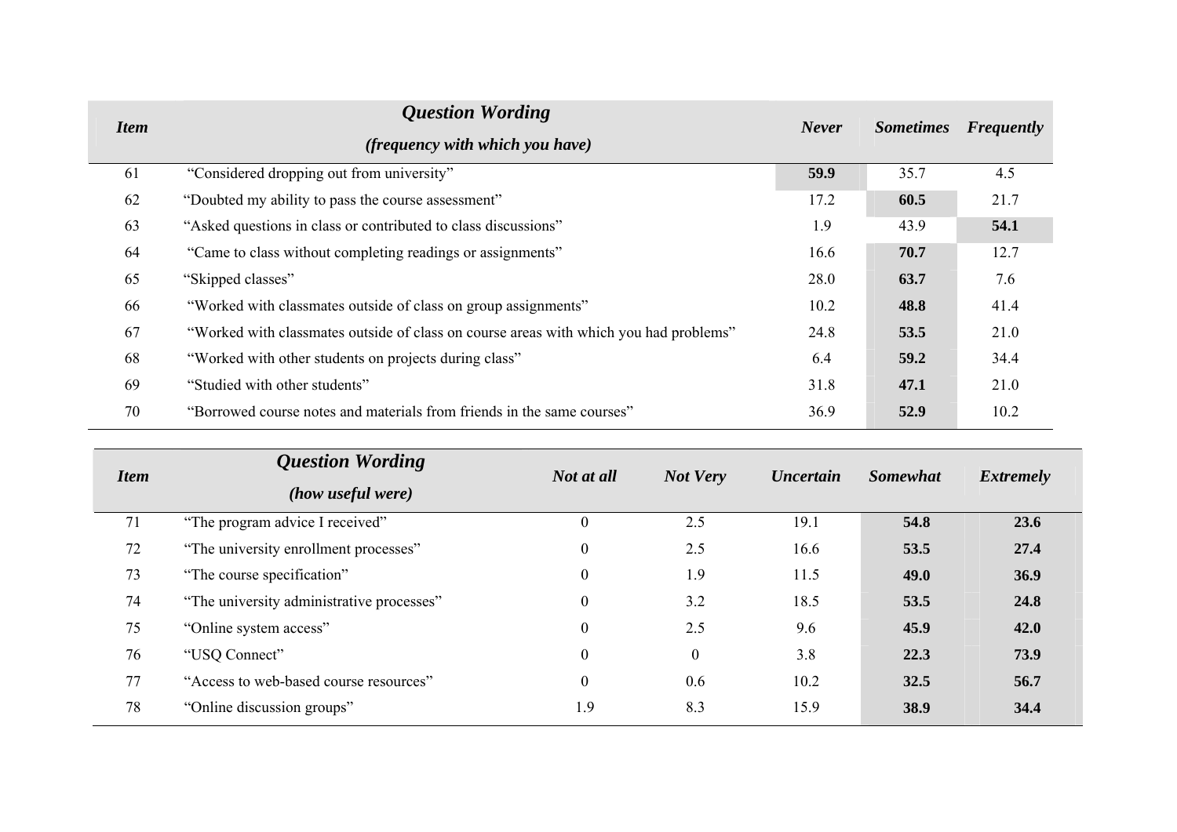| *Item* | *Question Wording* *(frequency with which you have)* | *Never* | *Sometimes* | *Frequently* |
|---|---|---|---|---|
| 61 | "Considered dropping out from university" | **59.9** | 35.7 | 4.5 |
| 62 | "Doubted my ability to pass the course assessment" | 17.2 | **60.5** | 21.7 |
| 63 | "Asked questions in class or contributed to class discussions" | 1.9 | 43.9 | **54.1** |
| 64 | "Came to class without completing readings or assignments" | 16.6 | **70.7** | 12.7 |
| 65 | "Skipped classes" | 28.0 | **63.7** | 7.6 |
| 66 | "Worked with classmates outside of class on group assignments" | 10.2 | **48.8** | 41.4 |
| 67 | "Worked with classmates outside of class on course areas with which you had problems" | 24.8 | **53.5** | 21.0 |
| 68 | "Worked with other students on projects during class" | 6.4 | **59.2** | 34.4 |
| 69 | "Studied with other students" | 31.8 | **47.1** | 21.0 |
| 70 | "Borrowed course notes and materials from friends in the same courses" | 36.9 | **52.9** | 10.2 |

| *Item* | *Question Wording* *(how useful were)* | *Not at all* | *Not Very* | *Uncertain* | *Somewhat* | *Extremely* |
|---|---|---|---|---|---|---|
| 71 | "The program advice I received" | 0 | 2.5 | 19.1 | **54.8** | **23.6** |
| 72 | "The university enrollment processes" | 0 | 2.5 | 16.6 | **53.5** | **27.4** |
| 73 | "The course specification" | 0 | 1.9 | 11.5 | **49.0** | **36.9** |
| 74 | "The university administrative processes" | 0 | 3.2 | 18.5 | **53.5** | **24.8** |
| 75 | "Online system access" | 0 | 2.5 | 9.6 | **45.9** | **42.0** |
| 76 | "USQ Connect" | 0 | 0 | 3.8 | **22.3** | **73.9** |
| 77 | "Access to web-based course resources" | 0 | 0.6 | 10.2 | **32.5** | **56.7** |
| 78 | "Online discussion groups" | 1.9 | 8.3 | 15.9 | **38.9** | **34.4** |